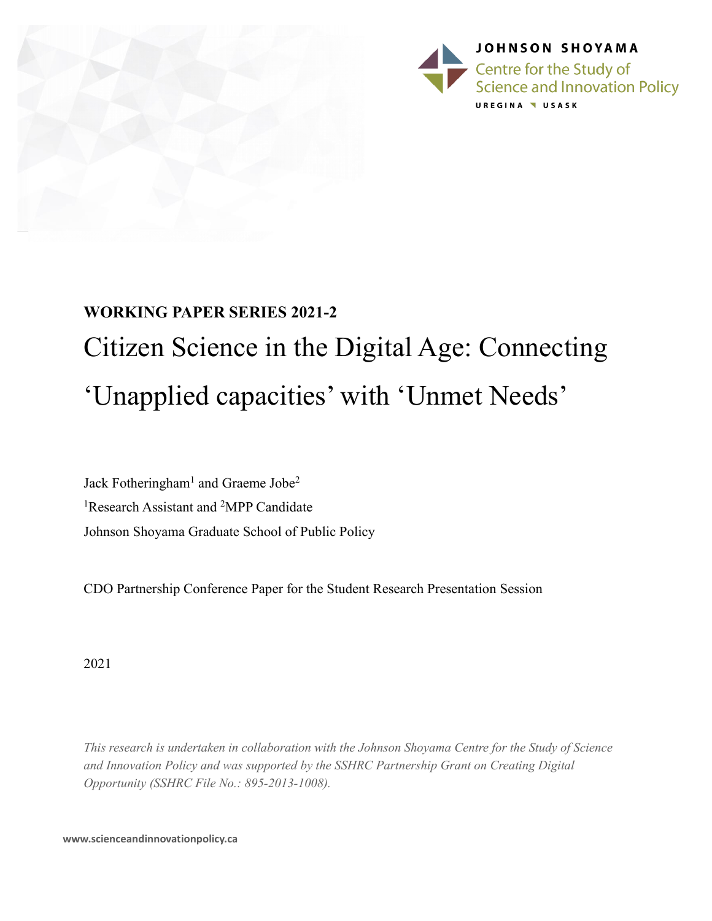JOHNSON SHOYAMA

Centre for the Study of Science and Innovation Policy

UREGINA USASK

**WORKING PAPER SERIES 2021-2**

# Citizen Science in the Digital Age: Connecting 'Unapplied capacities' with 'Unmet Needs'

Jack Fotheringham[1] and Graeme Jobe[2]

[1]Research Assistant and [2]MPP Candidate

Johnson Shoyama Graduate School of Public Policy

CDO Partnership Conference Paper for the Student Research Presentation Session

2021

*This research is undertaken in collaboration with the Johnson Shoyama Centre for the Study of Science and Innovation Policy and was supported by the SSHRC Partnership Grant on Creating Digital Opportunity (SSHRC File No.: 895-2013-1008).*

www.scienceandinnovationpolicy.ca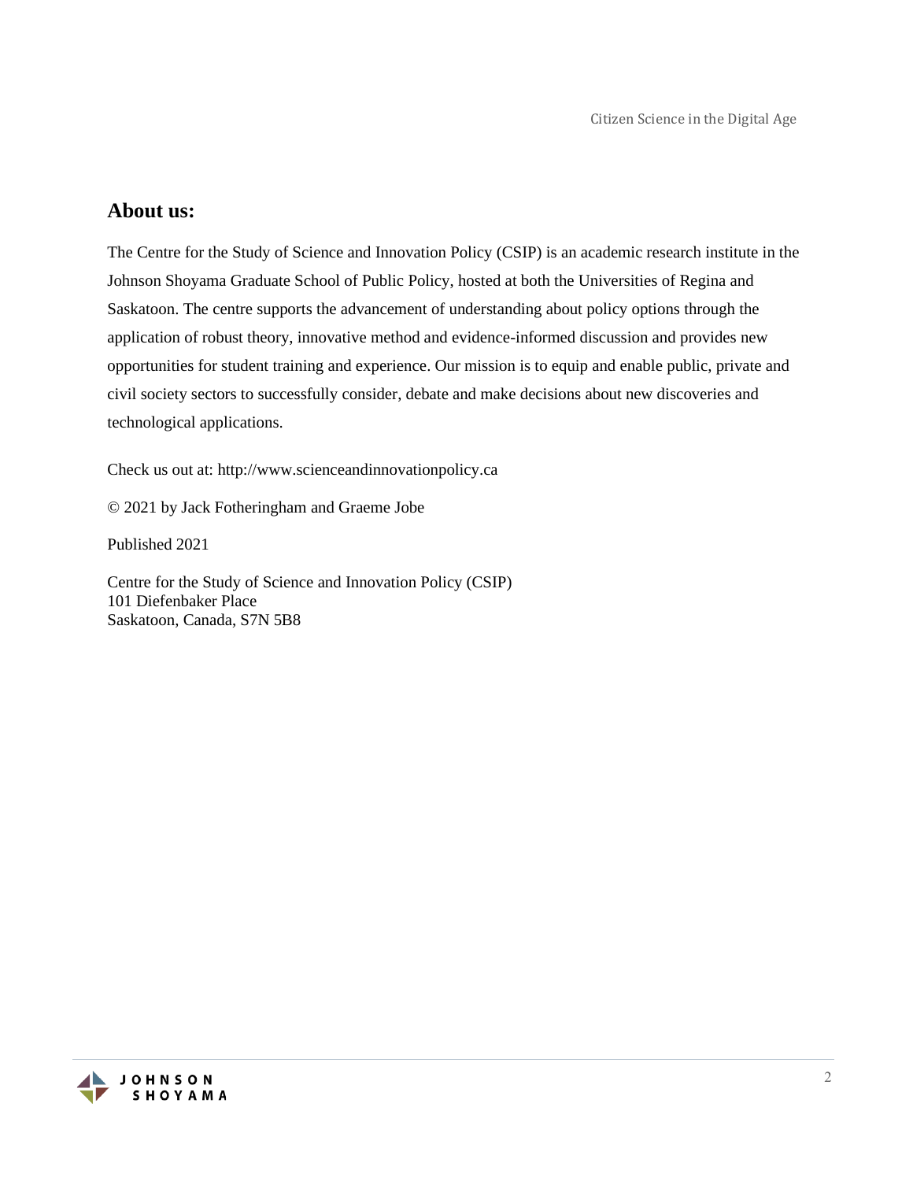## About us:

The Centre for the Study of Science and Innovation Policy (CSIP) is an academic research institute in the Johnson Shoyama Graduate School of Public Policy, hosted at both the Universities of Regina and Saskatoon. The centre supports the advancement of understanding about policy options through the application of robust theory, innovative method and evidence-informed discussion and provides new opportunities for student training and experience. Our mission is to equip and enable public, private and civil society sectors to successfully consider, debate and make decisions about new discoveries and technological applications.

Check us out at: http://www.scienceandinnovationpolicy.ca

© 2021 by Jack Fotheringham and Graeme Jobe

Published 2021

Centre for the Study of Science and Innovation Policy (CSIP)
101 Diefenbaker Place
Saskatoon, Canada, S7N 5B8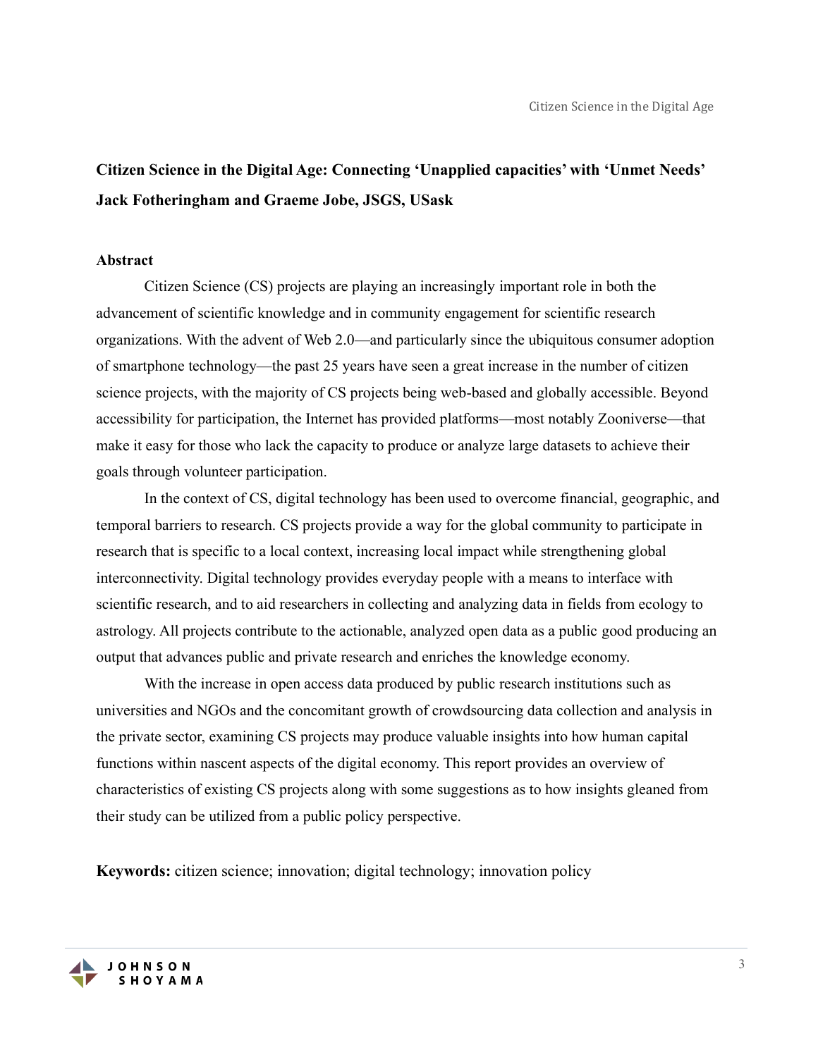**Citizen Science in the Digital Age: Connecting 'Unapplied capacities' with 'Unmet Needs'**

**Jack Fotheringham and Graeme Jobe, JSGS, USask**

**Abstract**

Citizen Science (CS) projects are playing an increasingly important role in both the advancement of scientific knowledge and in community engagement for scientific research organizations. With the advent of Web 2.0—and particularly since the ubiquitous consumer adoption of smartphone technology—the past 25 years have seen a great increase in the number of citizen science projects, with the majority of CS projects being web-based and globally accessible. Beyond accessibility for participation, the Internet has provided platforms—most notably Zooniverse—that make it easy for those who lack the capacity to produce or analyze large datasets to achieve their goals through volunteer participation.

In the context of CS, digital technology has been used to overcome financial, geographic, and temporal barriers to research. CS projects provide a way for the global community to participate in research that is specific to a local context, increasing local impact while strengthening global interconnectivity. Digital technology provides everyday people with a means to interface with scientific research, and to aid researchers in collecting and analyzing data in fields from ecology to astrology. All projects contribute to the actionable, analyzed open data as a public good producing an output that advances public and private research and enriches the knowledge economy.

With the increase in open access data produced by public research institutions such as universities and NGOs and the concomitant growth of crowdsourcing data collection and analysis in the private sector, examining CS projects may produce valuable insights into how human capital functions within nascent aspects of the digital economy. This report provides an overview of characteristics of existing CS projects along with some suggestions as to how insights gleaned from their study can be utilized from a public policy perspective.

**Keywords:** citizen science; innovation; digital technology; innovation policy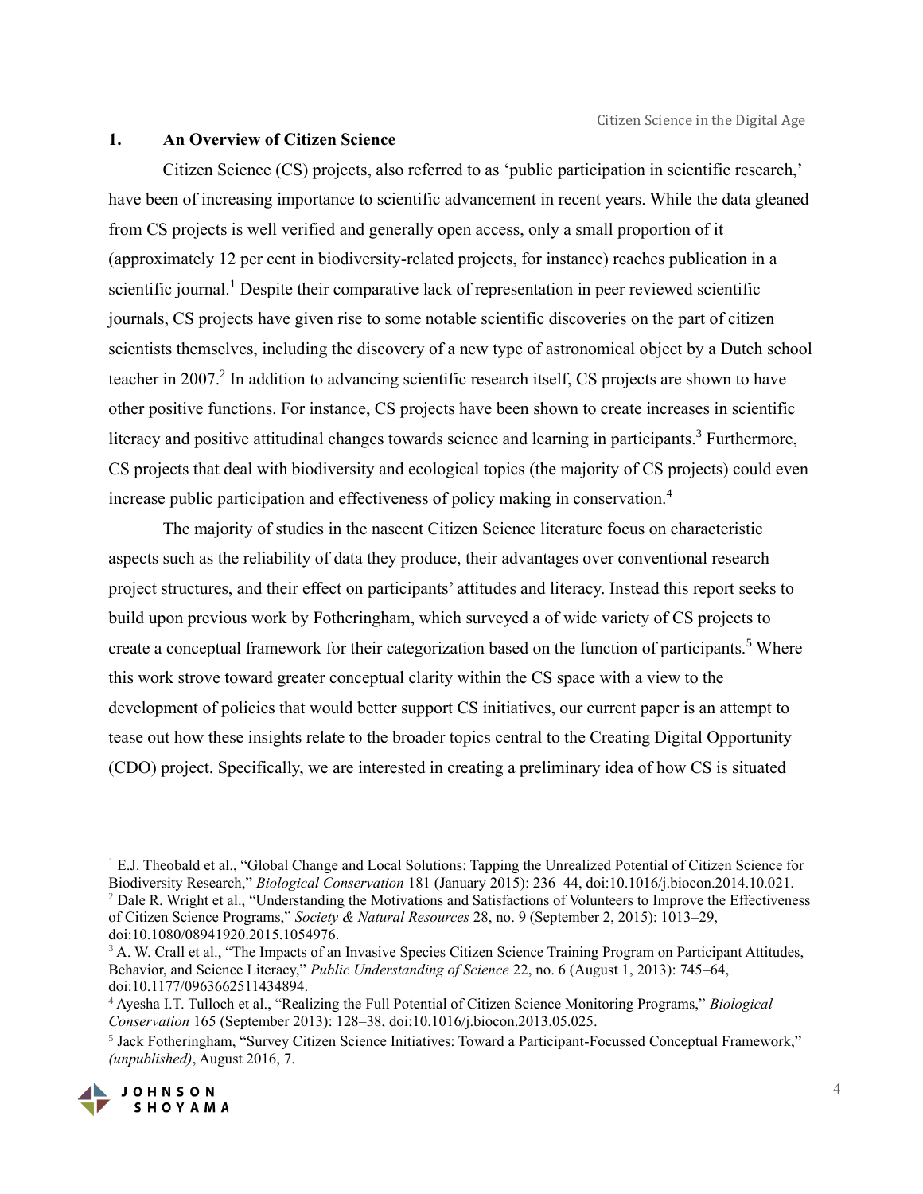## 1. An Overview of Citizen Science

Citizen Science (CS) projects, also referred to as 'public participation in scientific research,' have been of increasing importance to scientific advancement in recent years. While the data gleaned from CS projects is well verified and generally open access, only a small proportion of it (approximately 12 per cent in biodiversity-related projects, for instance) reaches publication in a scientific journal.[1] Despite their comparative lack of representation in peer reviewed scientific journals, CS projects have given rise to some notable scientific discoveries on the part of citizen scientists themselves, including the discovery of a new type of astronomical object by a Dutch school teacher in 2007.[2] In addition to advancing scientific research itself, CS projects are shown to have other positive functions. For instance, CS projects have been shown to create increases in scientific literacy and positive attitudinal changes towards science and learning in participants.[3] Furthermore, CS projects that deal with biodiversity and ecological topics (the majority of CS projects) could even increase public participation and effectiveness of policy making in conservation.[4]

The majority of studies in the nascent Citizen Science literature focus on characteristic aspects such as the reliability of data they produce, their advantages over conventional research project structures, and their effect on participants' attitudes and literacy. Instead this report seeks to build upon previous work by Fotheringham, which surveyed a of wide variety of CS projects to create a conceptual framework for their categorization based on the function of participants.[5] Where this work strove toward greater conceptual clarity within the CS space with a view to the development of policies that would better support CS initiatives, our current paper is an attempt to tease out how these insights relate to the broader topics central to the Creating Digital Opportunity (CDO) project. Specifically, we are interested in creating a preliminary idea of how CS is situated

---

[1] E.J. Theobald et al., "Global Change and Local Solutions: Tapping the Unrealized Potential of Citizen Science for Biodiversity Research," *Biological Conservation* 181 (January 2015): 236–44, doi:10.1016/j.biocon.2014.10.021.

[2] Dale R. Wright et al., "Understanding the Motivations and Satisfactions of Volunteers to Improve the Effectiveness of Citizen Science Programs," *Society & Natural Resources* 28, no. 9 (September 2, 2015): 1013–29, doi:10.1080/08941920.2015.1054976.

[3] A. W. Crall et al., "The Impacts of an Invasive Species Citizen Science Training Program on Participant Attitudes, Behavior, and Science Literacy," *Public Understanding of Science* 22, no. 6 (August 1, 2013): 745–64, doi:10.1177/0963662511434894.

[4] Ayesha I.T. Tulloch et al., "Realizing the Full Potential of Citizen Science Monitoring Programs," *Biological Conservation* 165 (September 2013): 128–38, doi:10.1016/j.biocon.2013.05.025.

[5] Jack Fotheringham, "Survey Citizen Science Initiatives: Toward a Participant-Focussed Conceptual Framework," *(unpublished)*, August 2016, 7.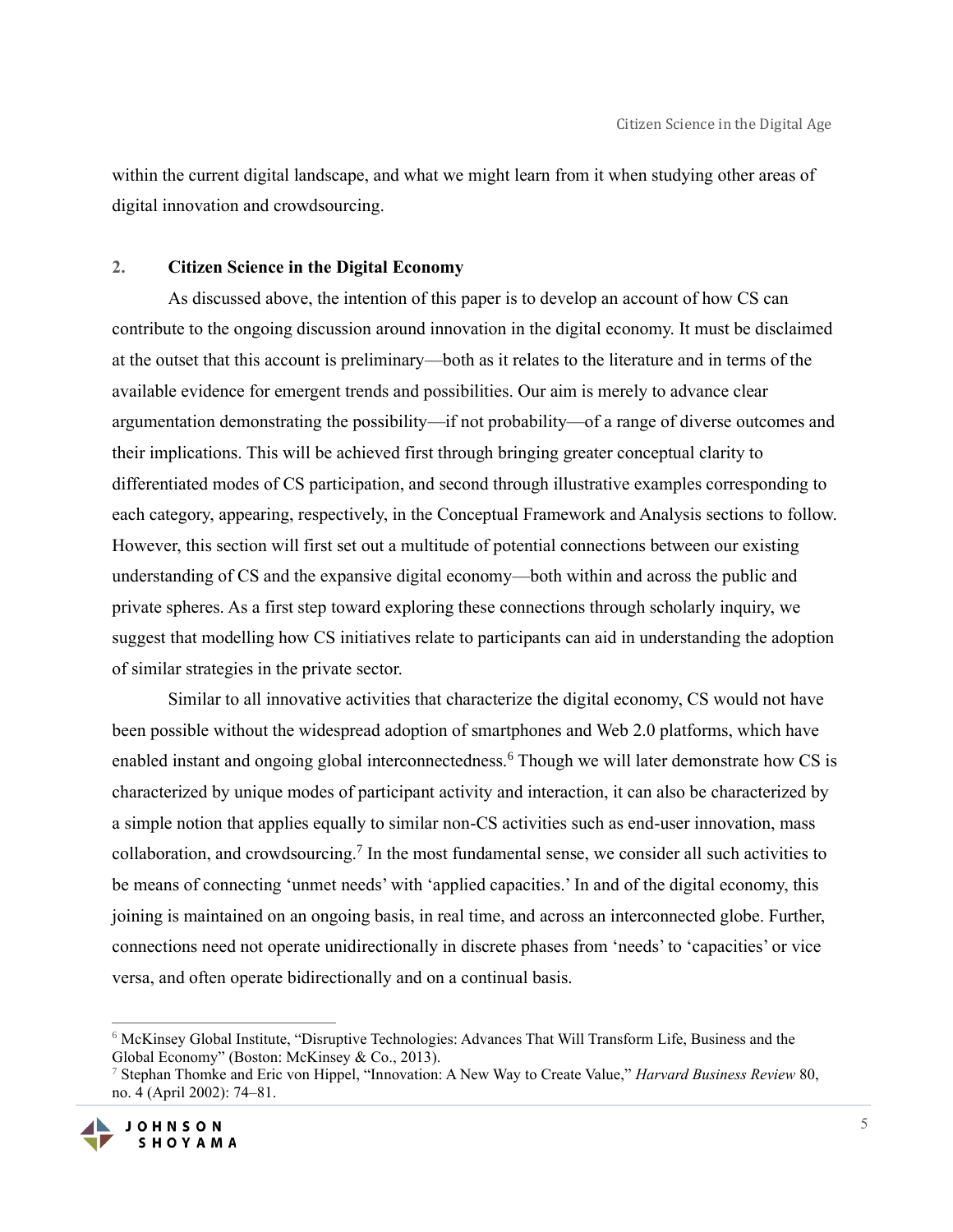within the current digital landscape, and what we might learn from it when studying other areas of digital innovation and crowdsourcing.

## 2. Citizen Science in the Digital Economy

As discussed above, the intention of this paper is to develop an account of how CS can contribute to the ongoing discussion around innovation in the digital economy. It must be disclaimed at the outset that this account is preliminary—both as it relates to the literature and in terms of the available evidence for emergent trends and possibilities. Our aim is merely to advance clear argumentation demonstrating the possibility—if not probability—of a range of diverse outcomes and their implications. This will be achieved first through bringing greater conceptual clarity to differentiated modes of CS participation, and second through illustrative examples corresponding to each category, appearing, respectively, in the Conceptual Framework and Analysis sections to follow. However, this section will first set out a multitude of potential connections between our existing understanding of CS and the expansive digital economy—both within and across the public and private spheres. As a first step toward exploring these connections through scholarly inquiry, we suggest that modelling how CS initiatives relate to participants can aid in understanding the adoption of similar strategies in the private sector.

Similar to all innovative activities that characterize the digital economy, CS would not have been possible without the widespread adoption of smartphones and Web 2.0 platforms, which have enabled instant and ongoing global interconnectedness.[6] Though we will later demonstrate how CS is characterized by unique modes of participant activity and interaction, it can also be characterized by a simple notion that applies equally to similar non-CS activities such as end-user innovation, mass collaboration, and crowdsourcing.[7] In the most fundamental sense, we consider all such activities to be means of connecting 'unmet needs' with 'applied capacities.' In and of the digital economy, this joining is maintained on an ongoing basis, in real time, and across an interconnected globe. Further, connections need not operate unidirectionally in discrete phases from 'needs' to 'capacities' or vice versa, and often operate bidirectionally and on a continual basis.

---

[6] McKinsey Global Institute, "Disruptive Technologies: Advances That Will Transform Life, Business and the Global Economy" (Boston: McKinsey & Co., 2013).

[7] Stephan Thomke and Eric von Hippel, "Innovation: A New Way to Create Value," *Harvard Business Review* 80, no. 4 (April 2002): 74–81.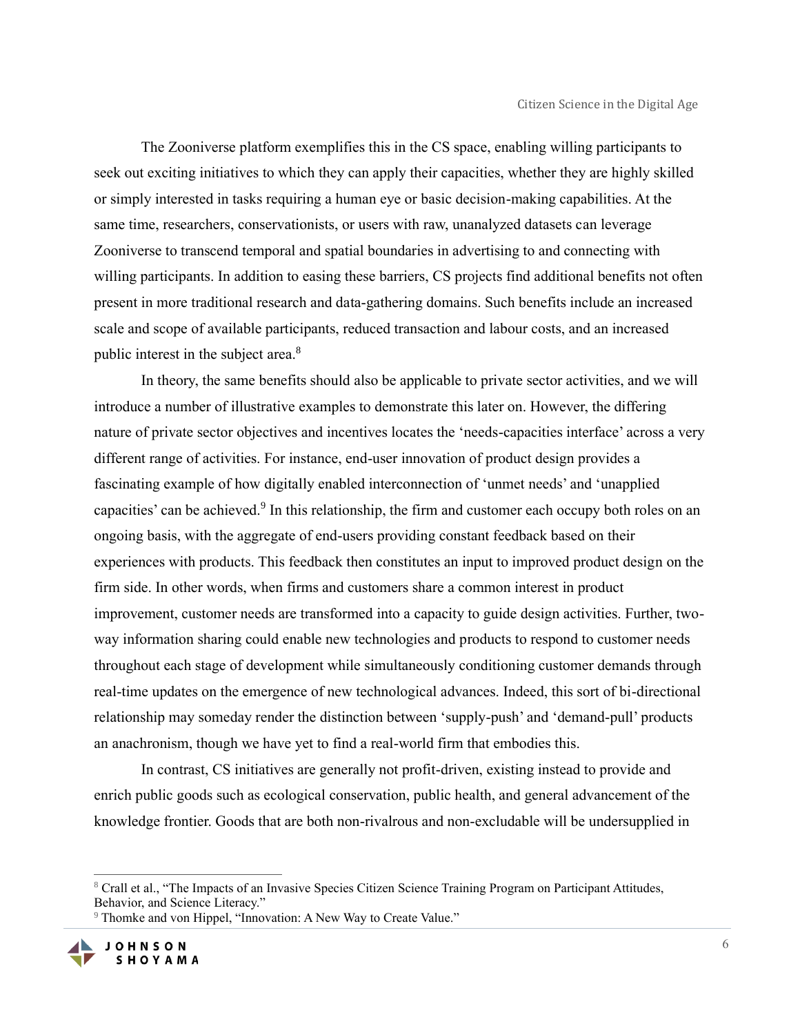The Zooniverse platform exemplifies this in the CS space, enabling willing participants to seek out exciting initiatives to which they can apply their capacities, whether they are highly skilled or simply interested in tasks requiring a human eye or basic decision-making capabilities. At the same time, researchers, conservationists, or users with raw, unanalyzed datasets can leverage Zooniverse to transcend temporal and spatial boundaries in advertising to and connecting with willing participants. In addition to easing these barriers, CS projects find additional benefits not often present in more traditional research and data-gathering domains. Such benefits include an increased scale and scope of available participants, reduced transaction and labour costs, and an increased public interest in the subject area.[8]

In theory, the same benefits should also be applicable to private sector activities, and we will introduce a number of illustrative examples to demonstrate this later on. However, the differing nature of private sector objectives and incentives locates the 'needs-capacities interface' across a very different range of activities. For instance, end-user innovation of product design provides a fascinating example of how digitally enabled interconnection of 'unmet needs' and 'unapplied capacities' can be achieved.[9] In this relationship, the firm and customer each occupy both roles on an ongoing basis, with the aggregate of end-users providing constant feedback based on their experiences with products. This feedback then constitutes an input to improved product design on the firm side. In other words, when firms and customers share a common interest in product improvement, customer needs are transformed into a capacity to guide design activities. Further, two-way information sharing could enable new technologies and products to respond to customer needs throughout each stage of development while simultaneously conditioning customer demands through real-time updates on the emergence of new technological advances. Indeed, this sort of bi-directional relationship may someday render the distinction between 'supply-push' and 'demand-pull' products an anachronism, though we have yet to find a real-world firm that embodies this.

In contrast, CS initiatives are generally not profit-driven, existing instead to provide and enrich public goods such as ecological conservation, public health, and general advancement of the knowledge frontier. Goods that are both non-rivalrous and non-excludable will be undersupplied in

---

[8] Crall et al., "The Impacts of an Invasive Species Citizen Science Training Program on Participant Attitudes, Behavior, and Science Literacy."

[9] Thomke and von Hippel, "Innovation: A New Way to Create Value."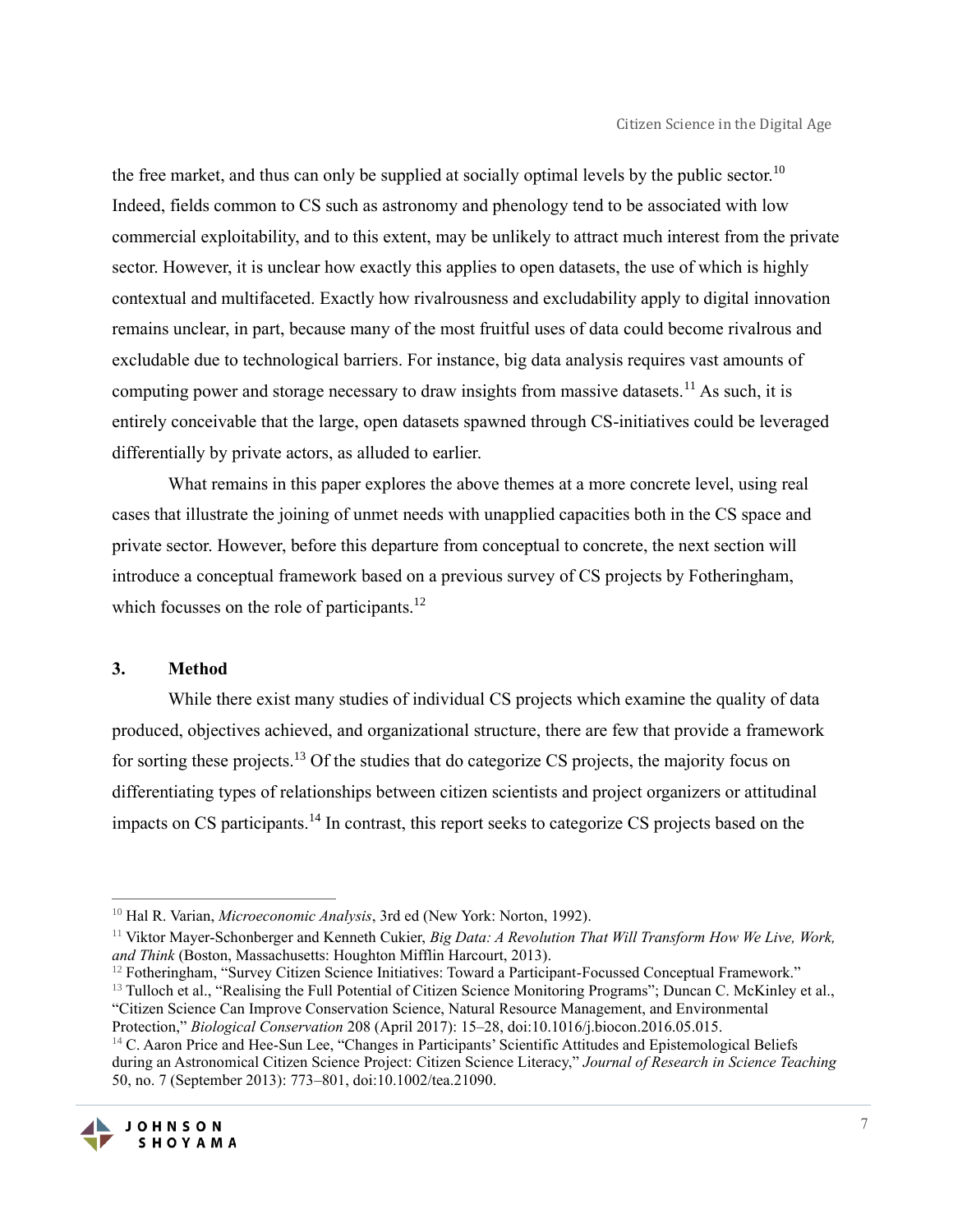the free market, and thus can only be supplied at socially optimal levels by the public sector.[10] Indeed, fields common to CS such as astronomy and phenology tend to be associated with low commercial exploitability, and to this extent, may be unlikely to attract much interest from the private sector. However, it is unclear how exactly this applies to open datasets, the use of which is highly contextual and multifaceted. Exactly how rivalrousness and excludability apply to digital innovation remains unclear, in part, because many of the most fruitful uses of data could become rivalrous and excludable due to technological barriers. For instance, big data analysis requires vast amounts of computing power and storage necessary to draw insights from massive datasets.[11] As such, it is entirely conceivable that the large, open datasets spawned through CS-initiatives could be leveraged differentially by private actors, as alluded to earlier.

What remains in this paper explores the above themes at a more concrete level, using real cases that illustrate the joining of unmet needs with unapplied capacities both in the CS space and private sector. However, before this departure from conceptual to concrete, the next section will introduce a conceptual framework based on a previous survey of CS projects by Fotheringham, which focusses on the role of participants.[12]

## 3. Method

While there exist many studies of individual CS projects which examine the quality of data produced, objectives achieved, and organizational structure, there are few that provide a framework for sorting these projects.[13] Of the studies that do categorize CS projects, the majority focus on differentiating types of relationships between citizen scientists and project organizers or attitudinal impacts on CS participants.[14] In contrast, this report seeks to categorize CS projects based on the

---

[10] Hal R. Varian, *Microeconomic Analysis*, 3rd ed (New York: Norton, 1992).

[11] Viktor Mayer-Schonberger and Kenneth Cukier, *Big Data: A Revolution That Will Transform How We Live, Work, and Think* (Boston, Massachusetts: Houghton Mifflin Harcourt, 2013).

[12] Fotheringham, "Survey Citizen Science Initiatives: Toward a Participant-Focussed Conceptual Framework."

[13] Tulloch et al., "Realising the Full Potential of Citizen Science Monitoring Programs"; Duncan C. McKinley et al., "Citizen Science Can Improve Conservation Science, Natural Resource Management, and Environmental Protection," *Biological Conservation* 208 (April 2017): 15–28, doi:10.1016/j.biocon.2016.05.015.

[14] C. Aaron Price and Hee-Sun Lee, "Changes in Participants' Scientific Attitudes and Epistemological Beliefs during an Astronomical Citizen Science Project: Citizen Science Literacy," *Journal of Research in Science Teaching* 50, no. 7 (September 2013): 773–801, doi:10.1002/tea.21090.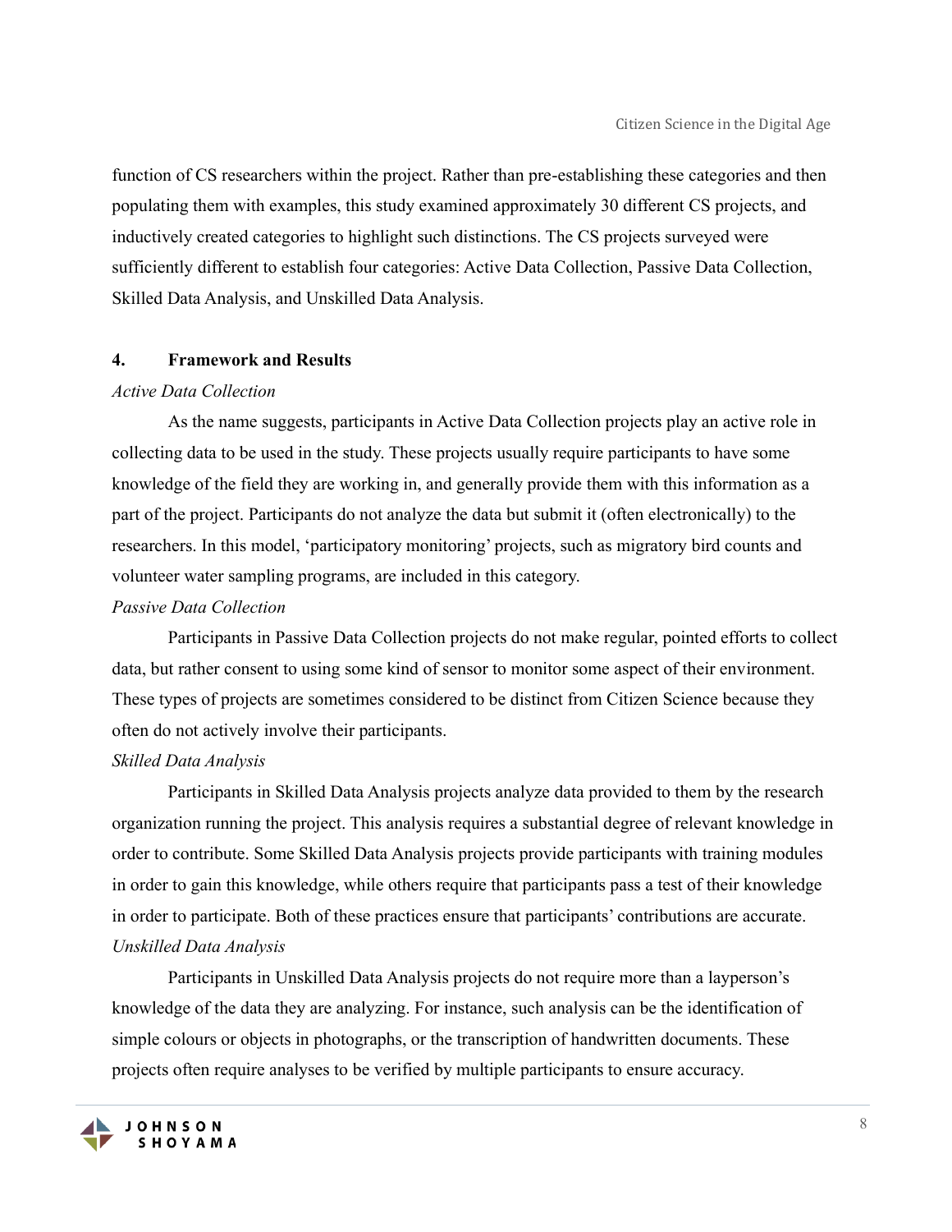function of CS researchers within the project. Rather than pre-establishing these categories and then populating them with examples, this study examined approximately 30 different CS projects, and inductively created categories to highlight such distinctions. The CS projects surveyed were sufficiently different to establish four categories: Active Data Collection, Passive Data Collection, Skilled Data Analysis, and Unskilled Data Analysis.

## 4. Framework and Results

*Active Data Collection*

As the name suggests, participants in Active Data Collection projects play an active role in collecting data to be used in the study. These projects usually require participants to have some knowledge of the field they are working in, and generally provide them with this information as a part of the project. Participants do not analyze the data but submit it (often electronically) to the researchers. In this model, 'participatory monitoring' projects, such as migratory bird counts and volunteer water sampling programs, are included in this category.

*Passive Data Collection*

Participants in Passive Data Collection projects do not make regular, pointed efforts to collect data, but rather consent to using some kind of sensor to monitor some aspect of their environment. These types of projects are sometimes considered to be distinct from Citizen Science because they often do not actively involve their participants.

*Skilled Data Analysis*

Participants in Skilled Data Analysis projects analyze data provided to them by the research organization running the project. This analysis requires a substantial degree of relevant knowledge in order to contribute. Some Skilled Data Analysis projects provide participants with training modules in order to gain this knowledge, while others require that participants pass a test of their knowledge in order to participate. Both of these practices ensure that participants' contributions are accurate.

*Unskilled Data Analysis*

Participants in Unskilled Data Analysis projects do not require more than a layperson's knowledge of the data they are analyzing. For instance, such analysis can be the identification of simple colours or objects in photographs, or the transcription of handwritten documents. These projects often require analyses to be verified by multiple participants to ensure accuracy.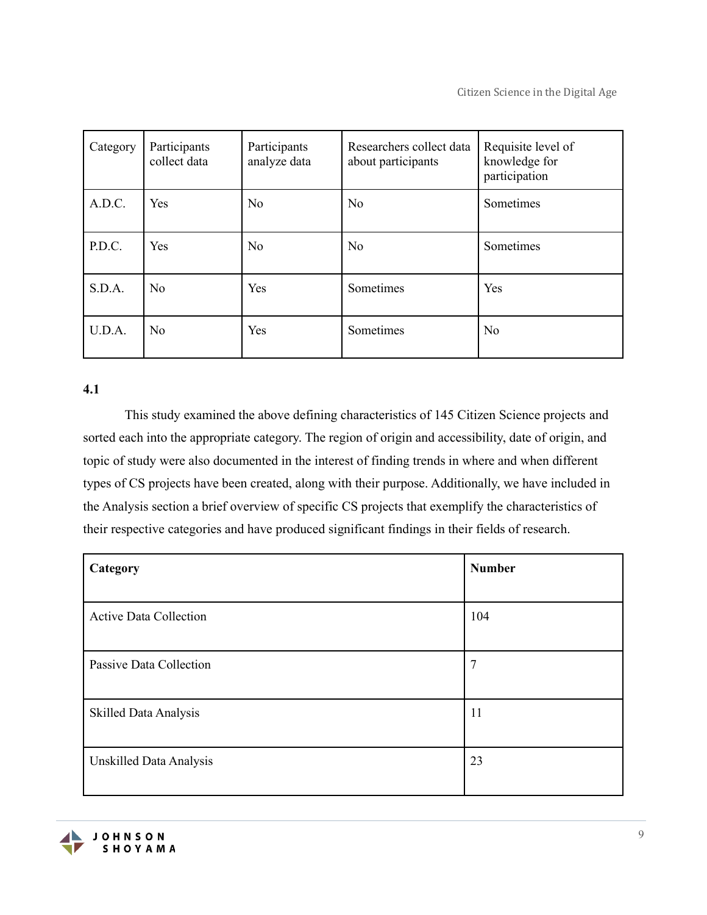| Category | Participants collect data | Participants analyze data | Researchers collect data about participants | Requisite level of knowledge for participation |
|---|---|---|---|---|
| A.D.C. | Yes | No | No | Sometimes |
| P.D.C. | Yes | No | No | Sometimes |
| S.D.A. | No | Yes | Sometimes | Yes |
| U.D.A. | No | Yes | Sometimes | No |

**4.1**

This study examined the above defining characteristics of 145 Citizen Science projects and sorted each into the appropriate category. The region of origin and accessibility, date of origin, and topic of study were also documented in the interest of finding trends in where and when different types of CS projects have been created, along with their purpose. Additionally, we have included in the Analysis section a brief overview of specific CS projects that exemplify the characteristics of their respective categories and have produced significant findings in their fields of research.

| **Category** | **Number** |
|---|---|
| Active Data Collection | 104 |
| Passive Data Collection | 7 |
| Skilled Data Analysis | 11 |
| Unskilled Data Analysis | 23 |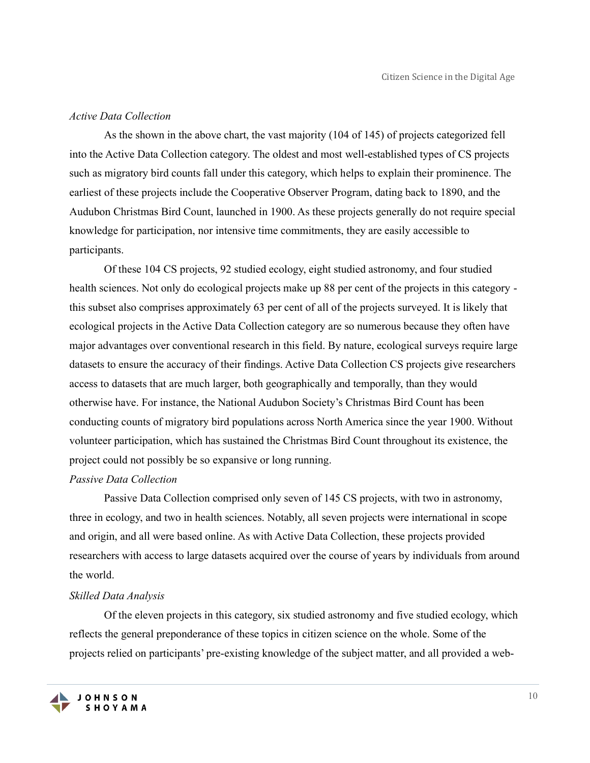*Active Data Collection*

As the shown in the above chart, the vast majority (104 of 145) of projects categorized fell into the Active Data Collection category. The oldest and most well-established types of CS projects such as migratory bird counts fall under this category, which helps to explain their prominence. The earliest of these projects include the Cooperative Observer Program, dating back to 1890, and the Audubon Christmas Bird Count, launched in 1900. As these projects generally do not require special knowledge for participation, nor intensive time commitments, they are easily accessible to participants.

Of these 104 CS projects, 92 studied ecology, eight studied astronomy, and four studied health sciences. Not only do ecological projects make up 88 per cent of the projects in this category - this subset also comprises approximately 63 per cent of all of the projects surveyed. It is likely that ecological projects in the Active Data Collection category are so numerous because they often have major advantages over conventional research in this field. By nature, ecological surveys require large datasets to ensure the accuracy of their findings. Active Data Collection CS projects give researchers access to datasets that are much larger, both geographically and temporally, than they would otherwise have. For instance, the National Audubon Society's Christmas Bird Count has been conducting counts of migratory bird populations across North America since the year 1900. Without volunteer participation, which has sustained the Christmas Bird Count throughout its existence, the project could not possibly be so expansive or long running.

*Passive Data Collection*

Passive Data Collection comprised only seven of 145 CS projects, with two in astronomy, three in ecology, and two in health sciences. Notably, all seven projects were international in scope and origin, and all were based online. As with Active Data Collection, these projects provided researchers with access to large datasets acquired over the course of years by individuals from around the world.

*Skilled Data Analysis*

Of the eleven projects in this category, six studied astronomy and five studied ecology, which reflects the general preponderance of these topics in citizen science on the whole. Some of the projects relied on participants' pre-existing knowledge of the subject matter, and all provided a web-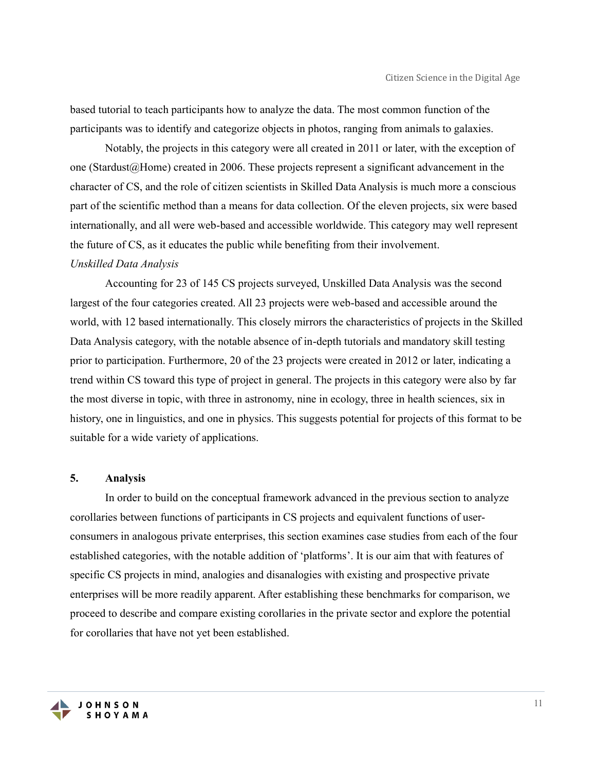based tutorial to teach participants how to analyze the data. The most common function of the participants was to identify and categorize objects in photos, ranging from animals to galaxies.

Notably, the projects in this category were all created in 2011 or later, with the exception of one (Stardust@Home) created in 2006. These projects represent a significant advancement in the character of CS, and the role of citizen scientists in Skilled Data Analysis is much more a conscious part of the scientific method than a means for data collection. Of the eleven projects, six were based internationally, and all were web-based and accessible worldwide. This category may well represent the future of CS, as it educates the public while benefiting from their involvement.

*Unskilled Data Analysis*

Accounting for 23 of 145 CS projects surveyed, Unskilled Data Analysis was the second largest of the four categories created. All 23 projects were web-based and accessible around the world, with 12 based internationally. This closely mirrors the characteristics of projects in the Skilled Data Analysis category, with the notable absence of in-depth tutorials and mandatory skill testing prior to participation. Furthermore, 20 of the 23 projects were created in 2012 or later, indicating a trend within CS toward this type of project in general. The projects in this category were also by far the most diverse in topic, with three in astronomy, nine in ecology, three in health sciences, six in history, one in linguistics, and one in physics. This suggests potential for projects of this format to be suitable for a wide variety of applications.

## 5. Analysis

In order to build on the conceptual framework advanced in the previous section to analyze corollaries between functions of participants in CS projects and equivalent functions of user-consumers in analogous private enterprises, this section examines case studies from each of the four established categories, with the notable addition of 'platforms'. It is our aim that with features of specific CS projects in mind, analogies and disanalogies with existing and prospective private enterprises will be more readily apparent. After establishing these benchmarks for comparison, we proceed to describe and compare existing corollaries in the private sector and explore the potential for corollaries that have not yet been established.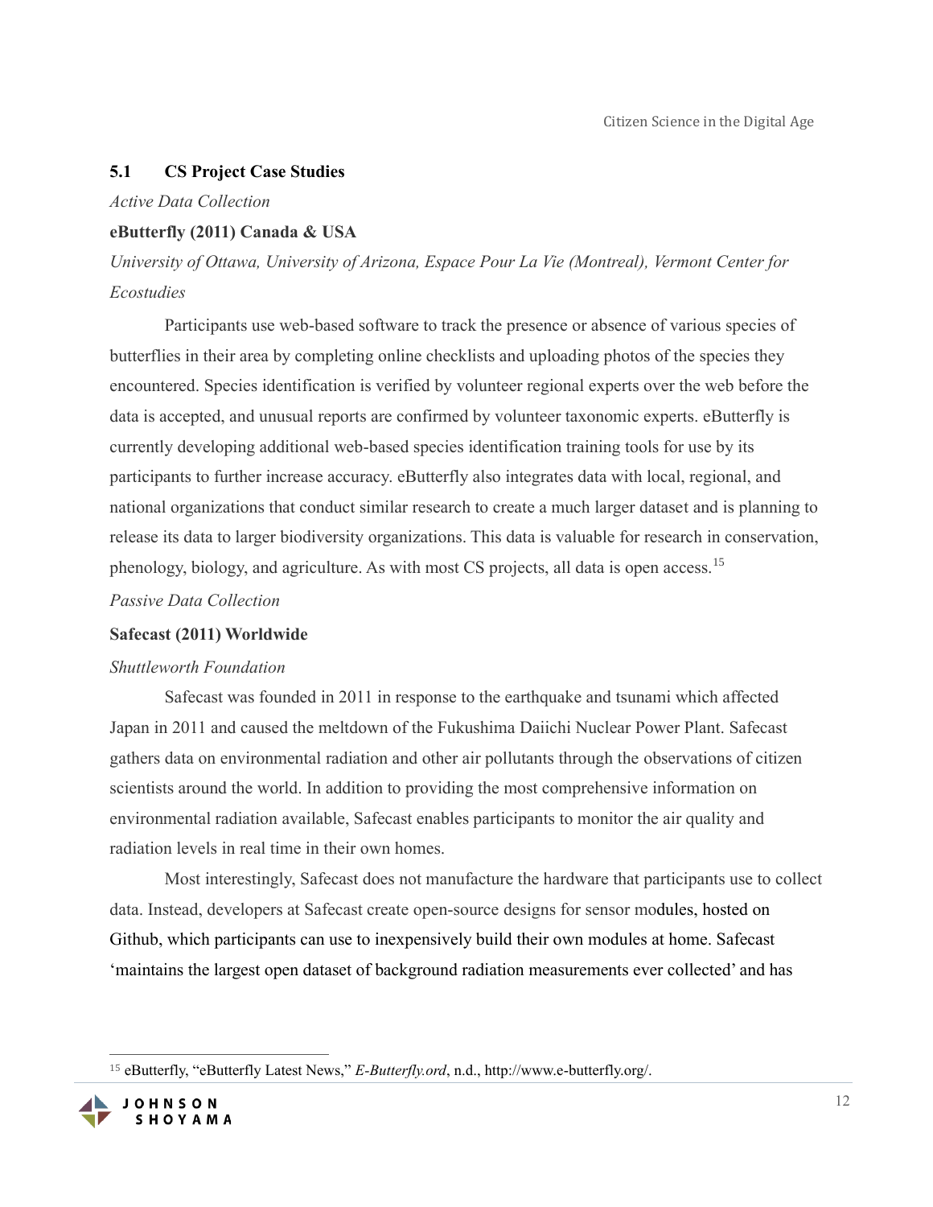## 5.1 CS Project Case Studies

*Active Data Collection*

**eButterfly (2011) Canada & USA**

*University of Ottawa, University of Arizona, Espace Pour La Vie (Montreal), Vermont Center for Ecostudies*

Participants use web-based software to track the presence or absence of various species of butterflies in their area by completing online checklists and uploading photos of the species they encountered. Species identification is verified by volunteer regional experts over the web before the data is accepted, and unusual reports are confirmed by volunteer taxonomic experts. eButterfly is currently developing additional web-based species identification training tools for use by its participants to further increase accuracy. eButterfly also integrates data with local, regional, and national organizations that conduct similar research to create a much larger dataset and is planning to release its data to larger biodiversity organizations. This data is valuable for research in conservation, phenology, biology, and agriculture. As with most CS projects, all data is open access.[15]

*Passive Data Collection*

**Safecast (2011) Worldwide**

*Shuttleworth Foundation*

Safecast was founded in 2011 in response to the earthquake and tsunami which affected Japan in 2011 and caused the meltdown of the Fukushima Daiichi Nuclear Power Plant. Safecast gathers data on environmental radiation and other air pollutants through the observations of citizen scientists around the world. In addition to providing the most comprehensive information on environmental radiation available, Safecast enables participants to monitor the air quality and radiation levels in real time in their own homes.

Most interestingly, Safecast does not manufacture the hardware that participants use to collect data. Instead, developers at Safecast create open-source designs for sensor modules, hosted on Github, which participants can use to inexpensively build their own modules at home. Safecast 'maintains the largest open dataset of background radiation measurements ever collected' and has

[15] eButterfly, "eButterfly Latest News," *E-Butterfly.ord*, n.d., http://www.e-butterfly.org/.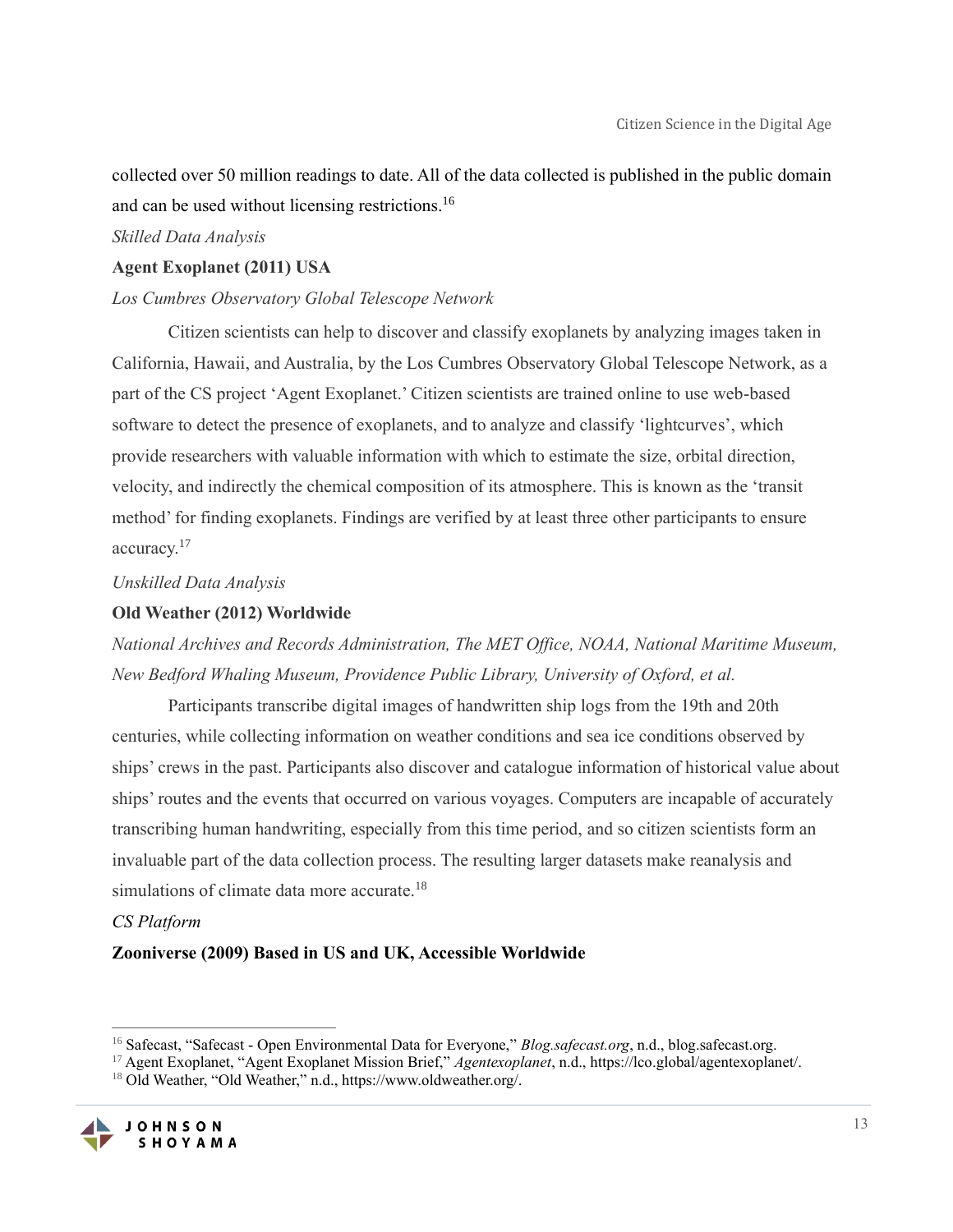collected over 50 million readings to date. All of the data collected is published in the public domain and can be used without licensing restrictions.[16]

*Skilled Data Analysis*

**Agent Exoplanet (2011) USA**

*Los Cumbres Observatory Global Telescope Network*

Citizen scientists can help to discover and classify exoplanets by analyzing images taken in California, Hawaii, and Australia, by the Los Cumbres Observatory Global Telescope Network, as a part of the CS project 'Agent Exoplanet.' Citizen scientists are trained online to use web-based software to detect the presence of exoplanets, and to analyze and classify 'lightcurves', which provide researchers with valuable information with which to estimate the size, orbital direction, velocity, and indirectly the chemical composition of its atmosphere. This is known as the 'transit method' for finding exoplanets. Findings are verified by at least three other participants to ensure accuracy.[17]

*Unskilled Data Analysis*

**Old Weather (2012) Worldwide**

*National Archives and Records Administration, The MET Office, NOAA, National Maritime Museum, New Bedford Whaling Museum, Providence Public Library, University of Oxford, et al.*

Participants transcribe digital images of handwritten ship logs from the 19th and 20th centuries, while collecting information on weather conditions and sea ice conditions observed by ships' crews in the past. Participants also discover and catalogue information of historical value about ships' routes and the events that occurred on various voyages. Computers are incapable of accurately transcribing human handwriting, especially from this time period, and so citizen scientists form an invaluable part of the data collection process. The resulting larger datasets make reanalysis and simulations of climate data more accurate.[18]

*CS Platform*

**Zooniverse (2009) Based in US and UK, Accessible Worldwide**

---

[16] Safecast, "Safecast - Open Environmental Data for Everyone," *Blog.safecast.org*, n.d., blog.safecast.org.

[17] Agent Exoplanet, "Agent Exoplanet Mission Brief," *Agentexoplanet*, n.d., https://lco.global/agentexoplanet/.

[18] Old Weather, "Old Weather," n.d., https://www.oldweather.org/.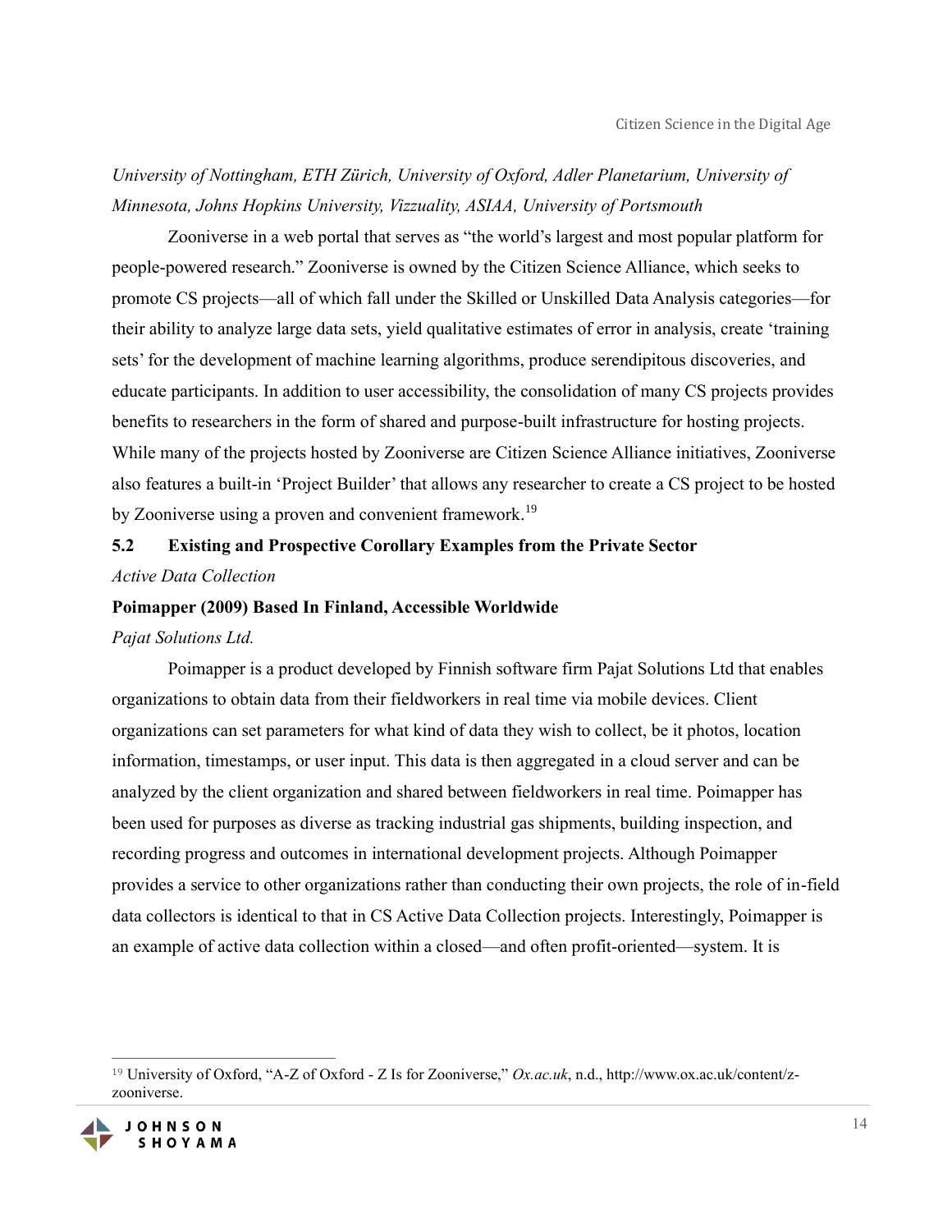*University of Nottingham, ETH Zürich, University of Oxford, Adler Planetarium, University of Minnesota, Johns Hopkins University, Vizzuality, ASIAA, University of Portsmouth*

Zooniverse in a web portal that serves as "the world's largest and most popular platform for people-powered research." Zooniverse is owned by the Citizen Science Alliance, which seeks to promote CS projects—all of which fall under the Skilled or Unskilled Data Analysis categories—for their ability to analyze large data sets, yield qualitative estimates of error in analysis, create 'training sets' for the development of machine learning algorithms, produce serendipitous discoveries, and educate participants. In addition to user accessibility, the consolidation of many CS projects provides benefits to researchers in the form of shared and purpose-built infrastructure for hosting projects. While many of the projects hosted by Zooniverse are Citizen Science Alliance initiatives, Zooniverse also features a built-in 'Project Builder' that allows any researcher to create a CS project to be hosted by Zooniverse using a proven and convenient framework.[19]

### 5.2 Existing and Prospective Corollary Examples from the Private Sector

*Active Data Collection*

**Poimapper (2009) Based In Finland, Accessible Worldwide**

*Pajat Solutions Ltd.*

Poimapper is a product developed by Finnish software firm Pajat Solutions Ltd that enables organizations to obtain data from their fieldworkers in real time via mobile devices. Client organizations can set parameters for what kind of data they wish to collect, be it photos, location information, timestamps, or user input. This data is then aggregated in a cloud server and can be analyzed by the client organization and shared between fieldworkers in real time. Poimapper has been used for purposes as diverse as tracking industrial gas shipments, building inspection, and recording progress and outcomes in international development projects. Although Poimapper provides a service to other organizations rather than conducting their own projects, the role of in-field data collectors is identical to that in CS Active Data Collection projects. Interestingly, Poimapper is an example of active data collection within a closed—and often profit-oriented—system. It is

[19] University of Oxford, "A-Z of Oxford - Z Is for Zooniverse," *Ox.ac.uk*, n.d., http://www.ox.ac.uk/content/z-zooniverse.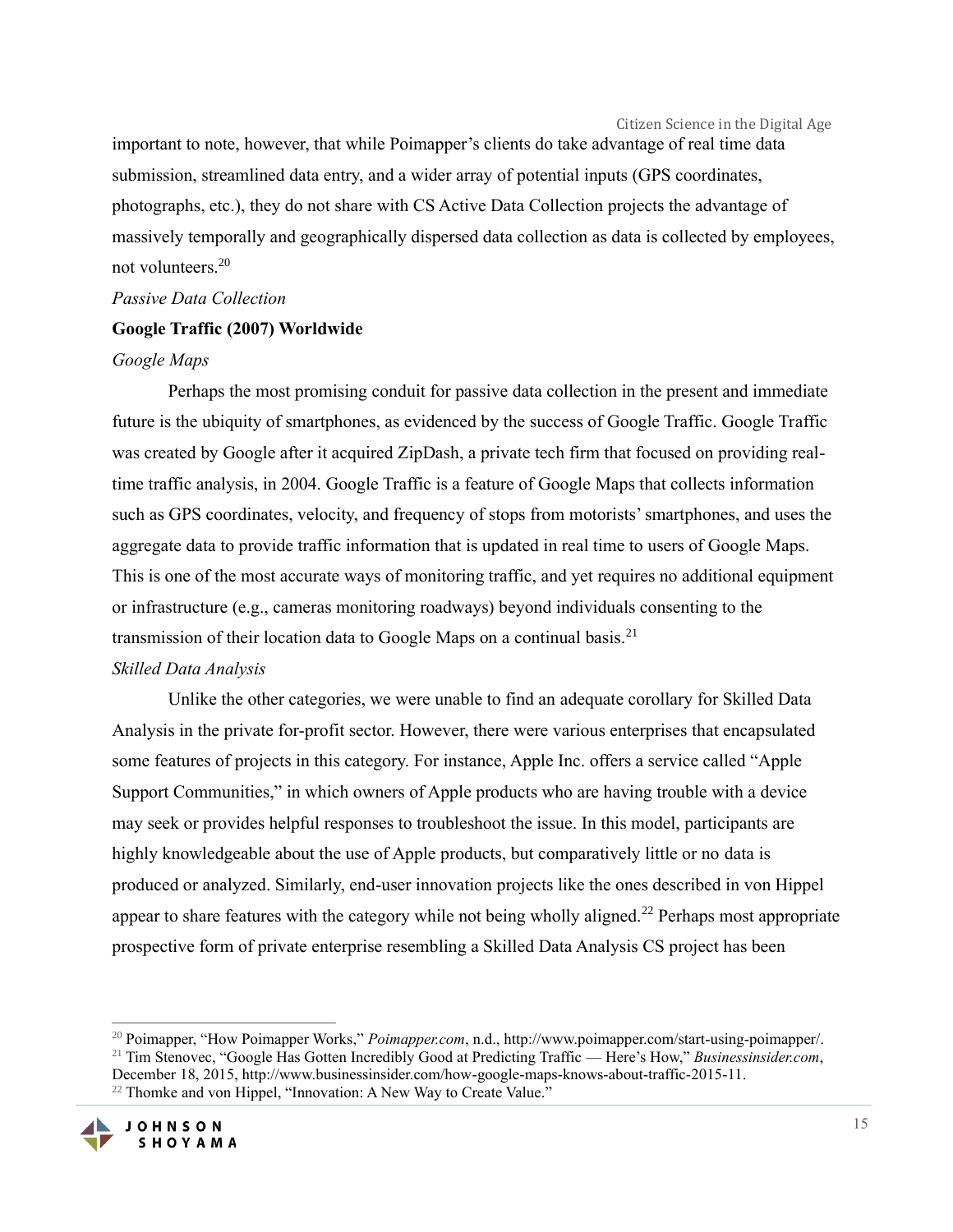important to note, however, that while Poimapper's clients do take advantage of real time data submission, streamlined data entry, and a wider array of potential inputs (GPS coordinates, photographs, etc.), they do not share with CS Active Data Collection projects the advantage of massively temporally and geographically dispersed data collection as data is collected by employees, not volunteers.[20]

*Passive Data Collection*

**Google Traffic (2007) Worldwide**

*Google Maps*

Perhaps the most promising conduit for passive data collection in the present and immediate future is the ubiquity of smartphones, as evidenced by the success of Google Traffic. Google Traffic was created by Google after it acquired ZipDash, a private tech firm that focused on providing real-time traffic analysis, in 2004. Google Traffic is a feature of Google Maps that collects information such as GPS coordinates, velocity, and frequency of stops from motorists' smartphones, and uses the aggregate data to provide traffic information that is updated in real time to users of Google Maps. This is one of the most accurate ways of monitoring traffic, and yet requires no additional equipment or infrastructure (e.g., cameras monitoring roadways) beyond individuals consenting to the transmission of their location data to Google Maps on a continual basis.[21]

*Skilled Data Analysis*

Unlike the other categories, we were unable to find an adequate corollary for Skilled Data Analysis in the private for-profit sector. However, there were various enterprises that encapsulated some features of projects in this category. For instance, Apple Inc. offers a service called "Apple Support Communities," in which owners of Apple products who are having trouble with a device may seek or provides helpful responses to troubleshoot the issue. In this model, participants are highly knowledgeable about the use of Apple products, but comparatively little or no data is produced or analyzed. Similarly, end-user innovation projects like the ones described in von Hippel appear to share features with the category while not being wholly aligned.[22] Perhaps most appropriate prospective form of private enterprise resembling a Skilled Data Analysis CS project has been

---

[20] Poimapper, "How Poimapper Works," *Poimapper.com*, n.d., http://www.poimapper.com/start-using-poimapper/.

[21] Tim Stenovec, "Google Has Gotten Incredibly Good at Predicting Traffic — Here's How," *Businessinsider.com*, December 18, 2015, http://www.businessinsider.com/how-google-maps-knows-about-traffic-2015-11.

[22] Thomke and von Hippel, "Innovation: A New Way to Create Value."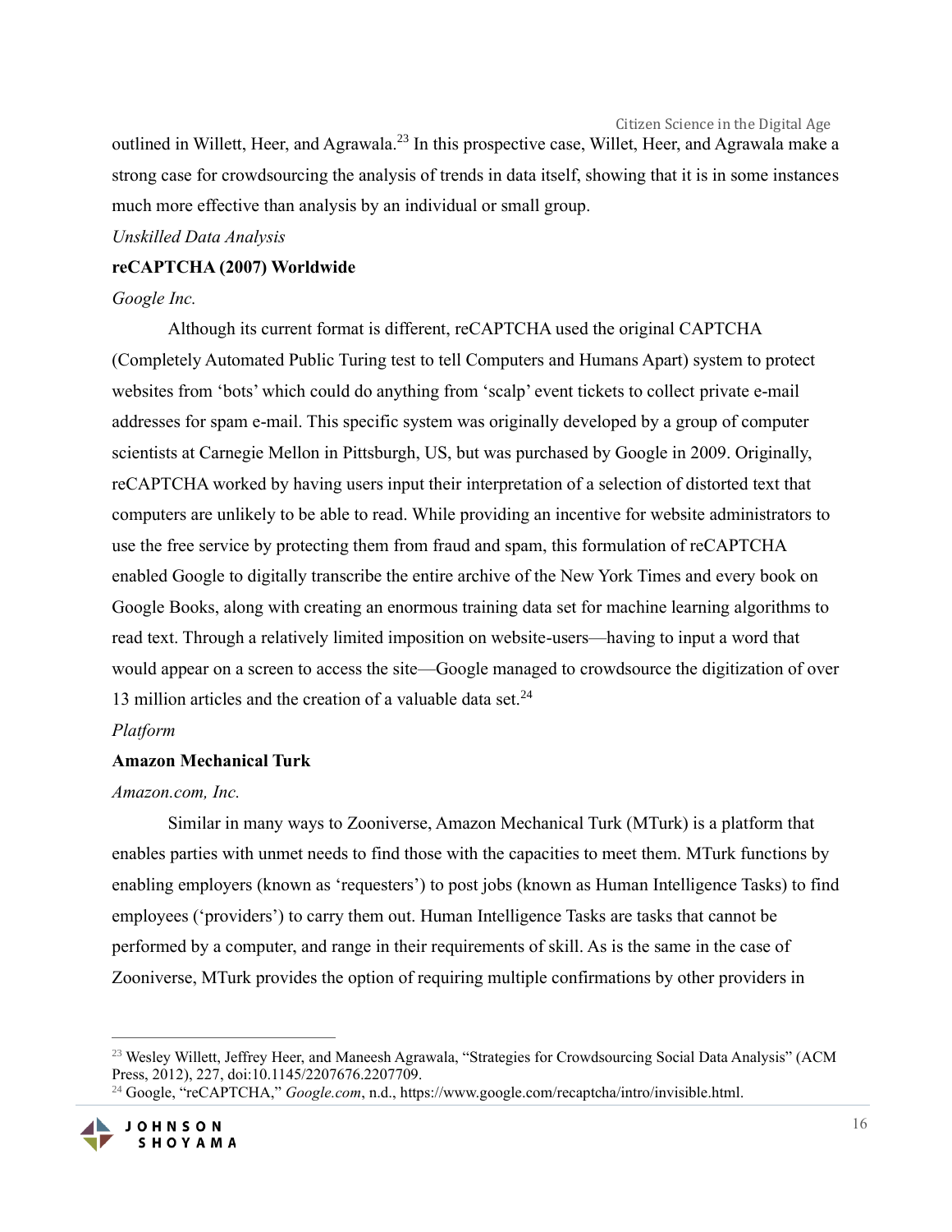outlined in Willett, Heer, and Agrawala.[23] In this prospective case, Willet, Heer, and Agrawala make a strong case for crowdsourcing the analysis of trends in data itself, showing that it is in some instances much more effective than analysis by an individual or small group.

*Unskilled Data Analysis*

**reCAPTCHA (2007) Worldwide**

*Google Inc.*

Although its current format is different, reCAPTCHA used the original CAPTCHA (Completely Automated Public Turing test to tell Computers and Humans Apart) system to protect websites from 'bots' which could do anything from 'scalp' event tickets to collect private e-mail addresses for spam e-mail. This specific system was originally developed by a group of computer scientists at Carnegie Mellon in Pittsburgh, US, but was purchased by Google in 2009. Originally, reCAPTCHA worked by having users input their interpretation of a selection of distorted text that computers are unlikely to be able to read. While providing an incentive for website administrators to use the free service by protecting them from fraud and spam, this formulation of reCAPTCHA enabled Google to digitally transcribe the entire archive of the New York Times and every book on Google Books, along with creating an enormous training data set for machine learning algorithms to read text. Through a relatively limited imposition on website-users—having to input a word that would appear on a screen to access the site—Google managed to crowdsource the digitization of over 13 million articles and the creation of a valuable data set.[24]

*Platform*

**Amazon Mechanical Turk**

*Amazon.com, Inc.*

Similar in many ways to Zooniverse, Amazon Mechanical Turk (MTurk) is a platform that enables parties with unmet needs to find those with the capacities to meet them. MTurk functions by enabling employers (known as 'requesters') to post jobs (known as Human Intelligence Tasks) to find employees ('providers') to carry them out. Human Intelligence Tasks are tasks that cannot be performed by a computer, and range in their requirements of skill. As is the same in the case of Zooniverse, MTurk provides the option of requiring multiple confirmations by other providers in

---

[23] Wesley Willett, Jeffrey Heer, and Maneesh Agrawala, "Strategies for Crowdsourcing Social Data Analysis" (ACM Press, 2012), 227, doi:10.1145/2207676.2207709.

[24] Google, "reCAPTCHA," *Google.com*, n.d., https://www.google.com/recaptcha/intro/invisible.html.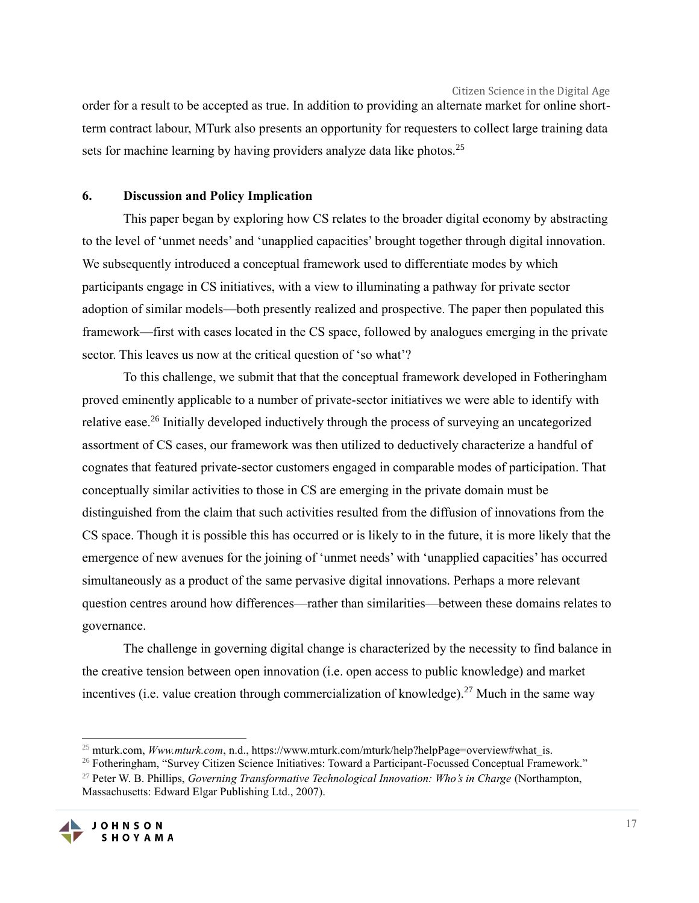order for a result to be accepted as true. In addition to providing an alternate market for online short-term contract labour, MTurk also presents an opportunity for requesters to collect large training data sets for machine learning by having providers analyze data like photos.[25]

## 6. Discussion and Policy Implication

This paper began by exploring how CS relates to the broader digital economy by abstracting to the level of 'unmet needs' and 'unapplied capacities' brought together through digital innovation. We subsequently introduced a conceptual framework used to differentiate modes by which participants engage in CS initiatives, with a view to illuminating a pathway for private sector adoption of similar models—both presently realized and prospective. The paper then populated this framework—first with cases located in the CS space, followed by analogues emerging in the private sector. This leaves us now at the critical question of 'so what'?

To this challenge, we submit that that the conceptual framework developed in Fotheringham proved eminently applicable to a number of private-sector initiatives we were able to identify with relative ease.[26] Initially developed inductively through the process of surveying an uncategorized assortment of CS cases, our framework was then utilized to deductively characterize a handful of cognates that featured private-sector customers engaged in comparable modes of participation. That conceptually similar activities to those in CS are emerging in the private domain must be distinguished from the claim that such activities resulted from the diffusion of innovations from the CS space. Though it is possible this has occurred or is likely to in the future, it is more likely that the emergence of new avenues for the joining of 'unmet needs' with 'unapplied capacities' has occurred simultaneously as a product of the same pervasive digital innovations. Perhaps a more relevant question centres around how differences—rather than similarities—between these domains relates to governance.

The challenge in governing digital change is characterized by the necessity to find balance in the creative tension between open innovation (i.e. open access to public knowledge) and market incentives (i.e. value creation through commercialization of knowledge).[27] Much in the same way

---

[25] mturk.com, *Www.mturk.com*, n.d., https://www.mturk.com/mturk/help?helpPage=overview#what_is.

[26] Fotheringham, "Survey Citizen Science Initiatives: Toward a Participant-Focussed Conceptual Framework."

[27] Peter W. B. Phillips, *Governing Transformative Technological Innovation: Who's in Charge* (Northampton, Massachusetts: Edward Elgar Publishing Ltd., 2007).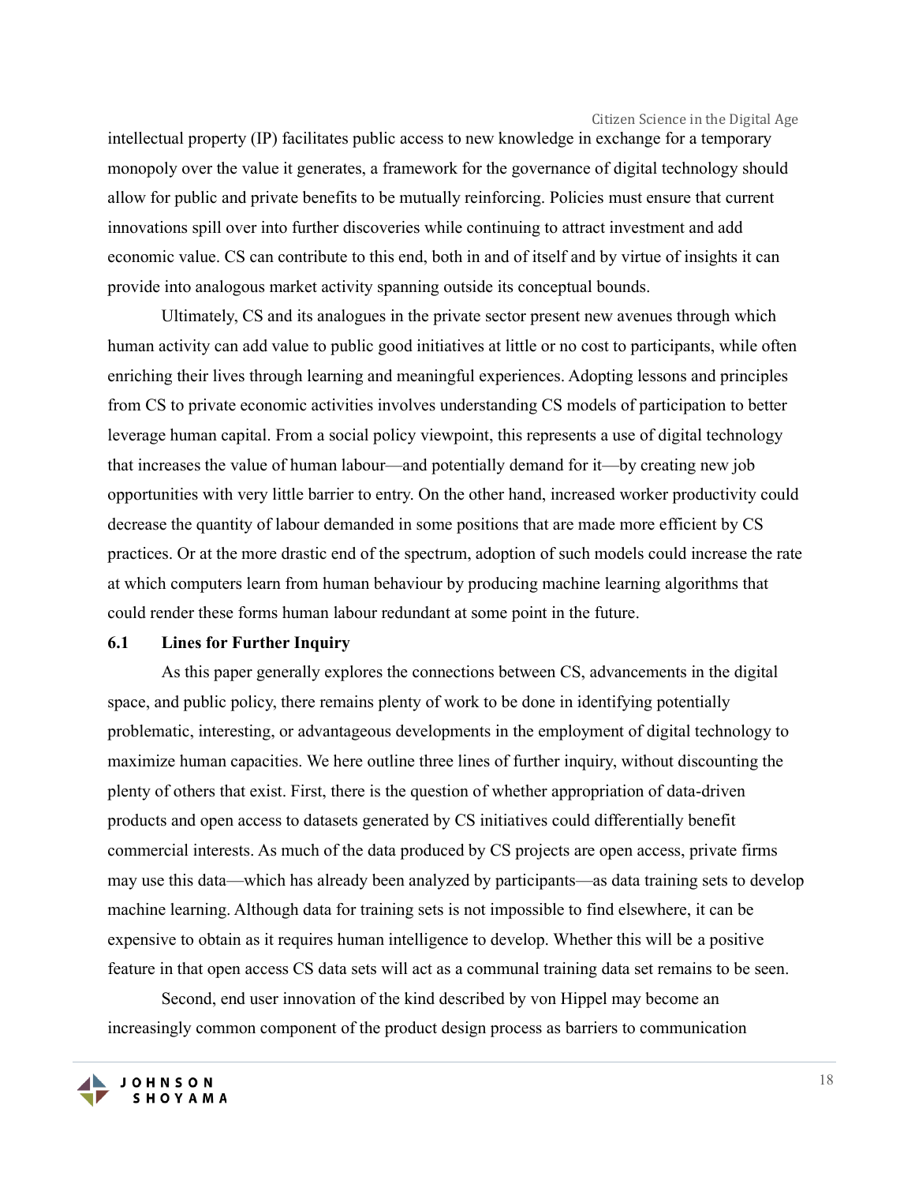intellectual property (IP) facilitates public access to new knowledge in exchange for a temporary monopoly over the value it generates, a framework for the governance of digital technology should allow for public and private benefits to be mutually reinforcing. Policies must ensure that current innovations spill over into further discoveries while continuing to attract investment and add economic value. CS can contribute to this end, both in and of itself and by virtue of insights it can provide into analogous market activity spanning outside its conceptual bounds.

Ultimately, CS and its analogues in the private sector present new avenues through which human activity can add value to public good initiatives at little or no cost to participants, while often enriching their lives through learning and meaningful experiences. Adopting lessons and principles from CS to private economic activities involves understanding CS models of participation to better leverage human capital. From a social policy viewpoint, this represents a use of digital technology that increases the value of human labour—and potentially demand for it—by creating new job opportunities with very little barrier to entry. On the other hand, increased worker productivity could decrease the quantity of labour demanded in some positions that are made more efficient by CS practices. Or at the more drastic end of the spectrum, adoption of such models could increase the rate at which computers learn from human behaviour by producing machine learning algorithms that could render these forms human labour redundant at some point in the future.

### 6.1 Lines for Further Inquiry

As this paper generally explores the connections between CS, advancements in the digital space, and public policy, there remains plenty of work to be done in identifying potentially problematic, interesting, or advantageous developments in the employment of digital technology to maximize human capacities. We here outline three lines of further inquiry, without discounting the plenty of others that exist. First, there is the question of whether appropriation of data-driven products and open access to datasets generated by CS initiatives could differentially benefit commercial interests. As much of the data produced by CS projects are open access, private firms may use this data—which has already been analyzed by participants—as data training sets to develop machine learning. Although data for training sets is not impossible to find elsewhere, it can be expensive to obtain as it requires human intelligence to develop. Whether this will be a positive feature in that open access CS data sets will act as a communal training data set remains to be seen.

Second, end user innovation of the kind described by von Hippel may become an increasingly common component of the product design process as barriers to communication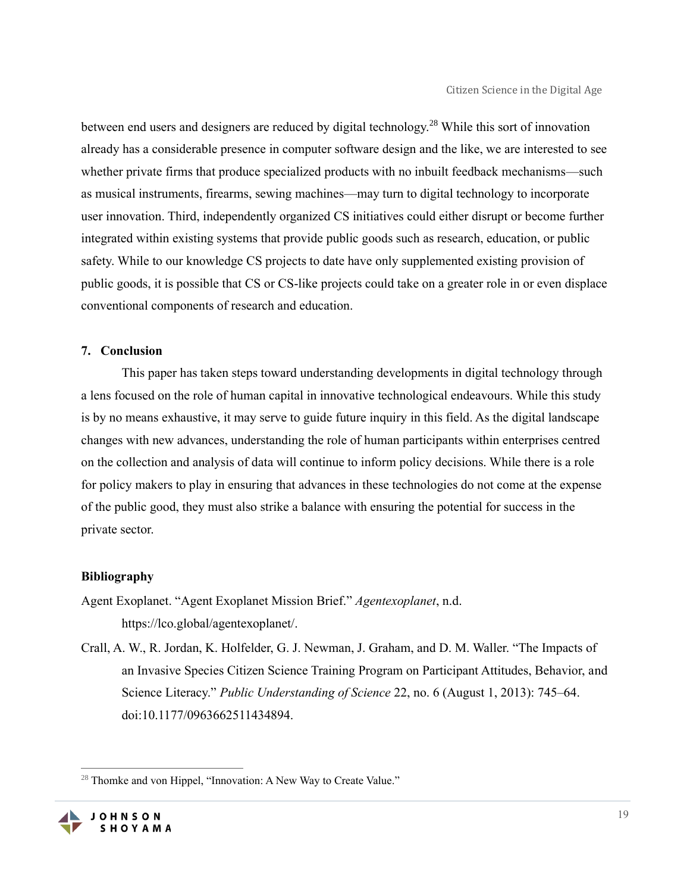between end users and designers are reduced by digital technology.[28] While this sort of innovation already has a considerable presence in computer software design and the like, we are interested to see whether private firms that produce specialized products with no inbuilt feedback mechanisms—such as musical instruments, firearms, sewing machines—may turn to digital technology to incorporate user innovation. Third, independently organized CS initiatives could either disrupt or become further integrated within existing systems that provide public goods such as research, education, or public safety. While to our knowledge CS projects to date have only supplemented existing provision of public goods, it is possible that CS or CS-like projects could take on a greater role in or even displace conventional components of research and education.

## 7. Conclusion

This paper has taken steps toward understanding developments in digital technology through a lens focused on the role of human capital in innovative technological endeavours. While this study is by no means exhaustive, it may serve to guide future inquiry in this field. As the digital landscape changes with new advances, understanding the role of human participants within enterprises centred on the collection and analysis of data will continue to inform policy decisions. While there is a role for policy makers to play in ensuring that advances in these technologies do not come at the expense of the public good, they must also strike a balance with ensuring the potential for success in the private sector.

## Bibliography

Agent Exoplanet. "Agent Exoplanet Mission Brief." *Agentexoplanet*, n.d. https://lco.global/agentexoplanet/.

Crall, A. W., R. Jordan, K. Holfelder, G. J. Newman, J. Graham, and D. M. Waller. "The Impacts of an Invasive Species Citizen Science Training Program on Participant Attitudes, Behavior, and Science Literacy." *Public Understanding of Science* 22, no. 6 (August 1, 2013): 745–64. doi:10.1177/0963662511434894.

---

[28] Thomke and von Hippel, "Innovation: A New Way to Create Value."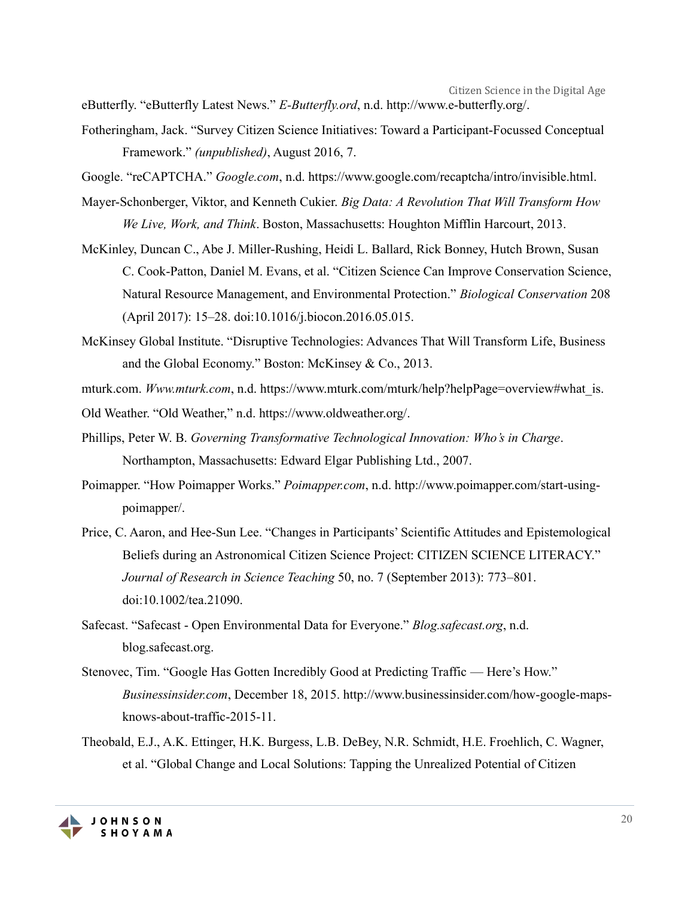eButterfly. "eButterfly Latest News." *E-Butterfly.ord*, n.d. http://www.e-butterfly.org/.

Fotheringham, Jack. "Survey Citizen Science Initiatives: Toward a Participant-Focussed Conceptual Framework." *(unpublished)*, August 2016, 7.

Google. "reCAPTCHA." *Google.com*, n.d. https://www.google.com/recaptcha/intro/invisible.html.

Mayer-Schonberger, Viktor, and Kenneth Cukier. *Big Data: A Revolution That Will Transform How We Live, Work, and Think*. Boston, Massachusetts: Houghton Mifflin Harcourt, 2013.

McKinley, Duncan C., Abe J. Miller-Rushing, Heidi L. Ballard, Rick Bonney, Hutch Brown, Susan C. Cook-Patton, Daniel M. Evans, et al. "Citizen Science Can Improve Conservation Science, Natural Resource Management, and Environmental Protection." *Biological Conservation* 208 (April 2017): 15–28. doi:10.1016/j.biocon.2016.05.015.

McKinsey Global Institute. "Disruptive Technologies: Advances That Will Transform Life, Business and the Global Economy." Boston: McKinsey & Co., 2013.

mturk.com. *Www.mturk.com*, n.d. https://www.mturk.com/mturk/help?helpPage=overview#what_is.

Old Weather. "Old Weather," n.d. https://www.oldweather.org/.

Phillips, Peter W. B. *Governing Transformative Technological Innovation: Who's in Charge*. Northampton, Massachusetts: Edward Elgar Publishing Ltd., 2007.

Poimapper. "How Poimapper Works." *Poimapper.com*, n.d. http://www.poimapper.com/start-using-poimapper/.

Price, C. Aaron, and Hee-Sun Lee. "Changes in Participants' Scientific Attitudes and Epistemological Beliefs during an Astronomical Citizen Science Project: CITIZEN SCIENCE LITERACY." *Journal of Research in Science Teaching* 50, no. 7 (September 2013): 773–801. doi:10.1002/tea.21090.

Safecast. "Safecast - Open Environmental Data for Everyone." *Blog.safecast.org*, n.d. blog.safecast.org.

Stenovec, Tim. "Google Has Gotten Incredibly Good at Predicting Traffic — Here's How." *Businessinsider.com*, December 18, 2015. http://www.businessinsider.com/how-google-maps-knows-about-traffic-2015-11.

Theobald, E.J., A.K. Ettinger, H.K. Burgess, L.B. DeBey, N.R. Schmidt, H.E. Froehlich, C. Wagner, et al. "Global Change and Local Solutions: Tapping the Unrealized Potential of Citizen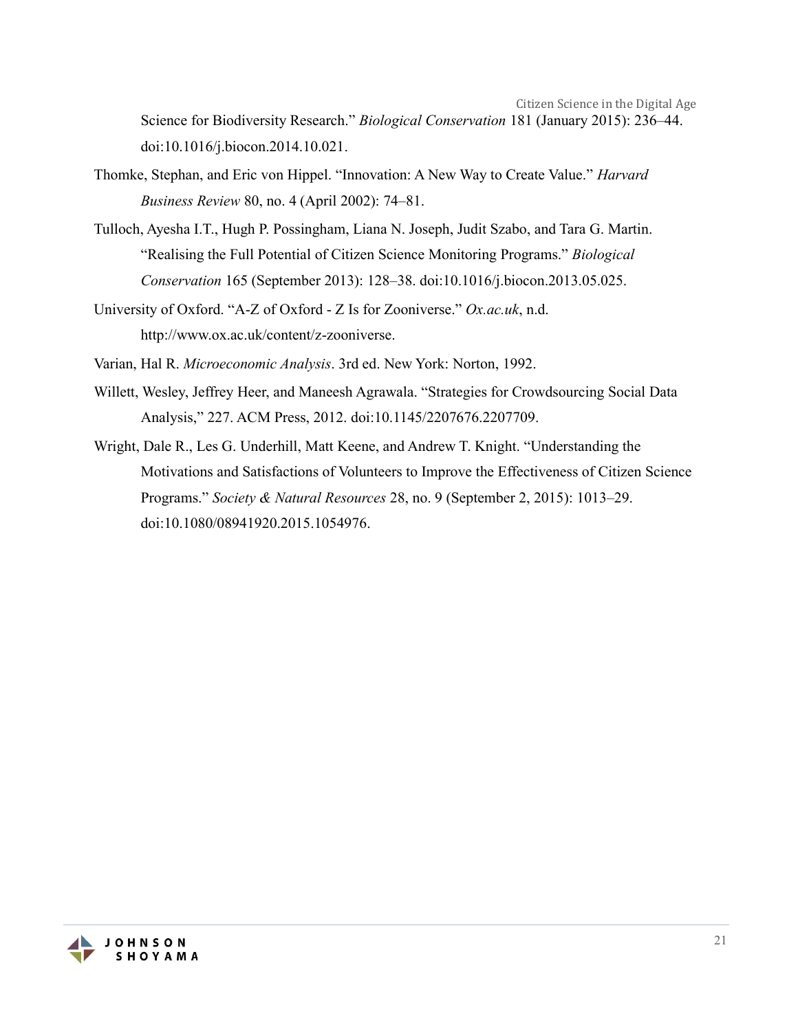Science for Biodiversity Research." *Biological Conservation* 181 (January 2015): 236–44. doi:10.1016/j.biocon.2014.10.021.

Thomke, Stephan, and Eric von Hippel. "Innovation: A New Way to Create Value." *Harvard Business Review* 80, no. 4 (April 2002): 74–81.

Tulloch, Ayesha I.T., Hugh P. Possingham, Liana N. Joseph, Judit Szabo, and Tara G. Martin. "Realising the Full Potential of Citizen Science Monitoring Programs." *Biological Conservation* 165 (September 2013): 128–38. doi:10.1016/j.biocon.2013.05.025.

University of Oxford. "A-Z of Oxford - Z Is for Zooniverse." *Ox.ac.uk*, n.d. http://www.ox.ac.uk/content/z-zooniverse.

Varian, Hal R. *Microeconomic Analysis*. 3rd ed. New York: Norton, 1992.

Willett, Wesley, Jeffrey Heer, and Maneesh Agrawala. "Strategies for Crowdsourcing Social Data Analysis," 227. ACM Press, 2012. doi:10.1145/2207676.2207709.

Wright, Dale R., Les G. Underhill, Matt Keene, and Andrew T. Knight. "Understanding the Motivations and Satisfactions of Volunteers to Improve the Effectiveness of Citizen Science Programs." *Society & Natural Resources* 28, no. 9 (September 2, 2015): 1013–29. doi:10.1080/08941920.2015.1054976.